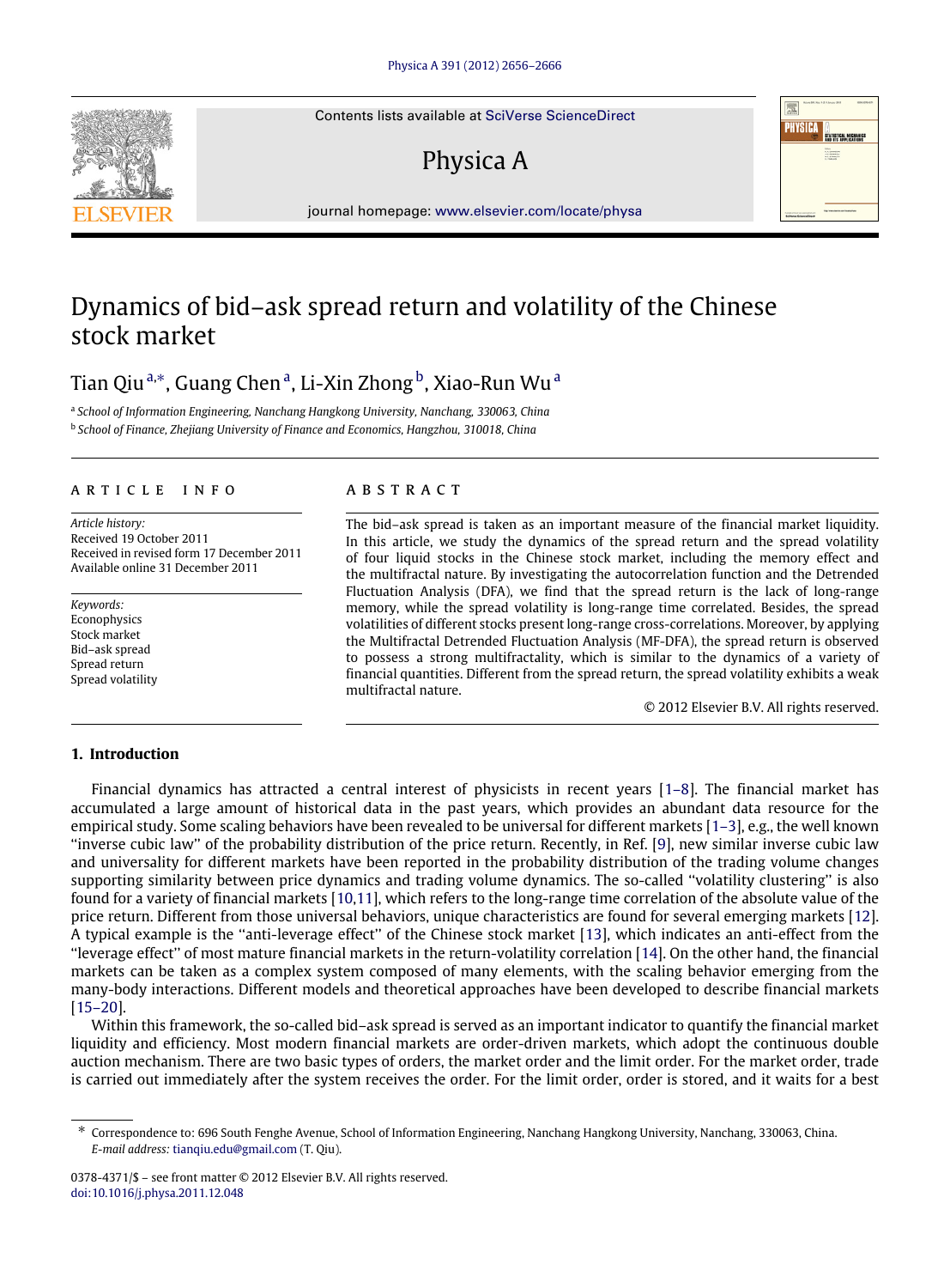# Dynamics of bid–ask spread return and volatility of the Chinese stock market

Tian Qiu [a,*], Guang Chen [a], Li-Xin Zhong [b], Xiao-Run Wu [a]

[a] *School of Information Engineering, Nanchang Hangkong University, Nanchang, 330063, China*

[b] *School of Finance, Zhejiang University of Finance and Economics, Hangzhou, 310018, China*

## ARTICLE INFO

*Article history:*
Received 19 October 2011
Received in revised form 17 December 2011
Available online 31 December 2011

*Keywords:*
Econophysics
Stock market
Bid–ask spread
Spread return
Spread volatility

## ABSTRACT

The bid–ask spread is taken as an important measure of the financial market liquidity. In this article, we study the dynamics of the spread return and the spread volatility of four liquid stocks in the Chinese stock market, including the memory effect and the multifractal nature. By investigating the autocorrelation function and the Detrended Fluctuation Analysis (DFA), we find that the spread return is the lack of long-range memory, while the spread volatility is long-range time correlated. Besides, the spread volatilities of different stocks present long-range cross-correlations. Moreover, by applying the Multifractal Detrended Fluctuation Analysis (MF-DFA), the spread return is observed to possess a strong multifractality, which is similar to the dynamics of a variety of financial quantities. Different from the spread return, the spread volatility exhibits a weak multifractal nature.

© 2012 Elsevier B.V. All rights reserved.

## 1. Introduction

Financial dynamics has attracted a central interest of physicists in recent years [1–8]. The financial market has accumulated a large amount of historical data in the past years, which provides an abundant data resource for the empirical study. Some scaling behaviors have been revealed to be universal for different markets [1–3], e.g., the well known "inverse cubic law" of the probability distribution of the price return. Recently, in Ref. [9], new similar inverse cubic law and universality for different markets have been reported in the probability distribution of the trading volume changes supporting similarity between price dynamics and trading volume dynamics. The so-called "volatility clustering" is also found for a variety of financial markets [10,11], which refers to the long-range time correlation of the absolute value of the price return. Different from those universal behaviors, unique characteristics are found for several emerging markets [12]. A typical example is the "anti-leverage effect" of the Chinese stock market [13], which indicates an anti-effect from the "leverage effect" of most mature financial markets in the return-volatility correlation [14]. On the other hand, the financial markets can be taken as a complex system composed of many elements, with the scaling behavior emerging from the many-body interactions. Different models and theoretical approaches have been developed to describe financial markets [15–20].

Within this framework, the so-called bid–ask spread is served as an important indicator to quantify the financial market liquidity and efficiency. Most modern financial markets are order-driven markets, which adopt the continuous double auction mechanism. There are two basic types of orders, the market order and the limit order. For the market order, trade is carried out immediately after the system receives the order. For the limit order, order is stored, and it waits for a best

* Correspondence to: 696 South Fenghe Avenue, School of Information Engineering, Nanchang Hangkong University, Nanchang, 330063, China. *E-mail address:* tianqiu.edu@gmail.com (T. Qiu).

0378-4371/$ – see front matter © 2012 Elsevier B.V. All rights reserved.
doi:10.1016/j.physa.2011.12.048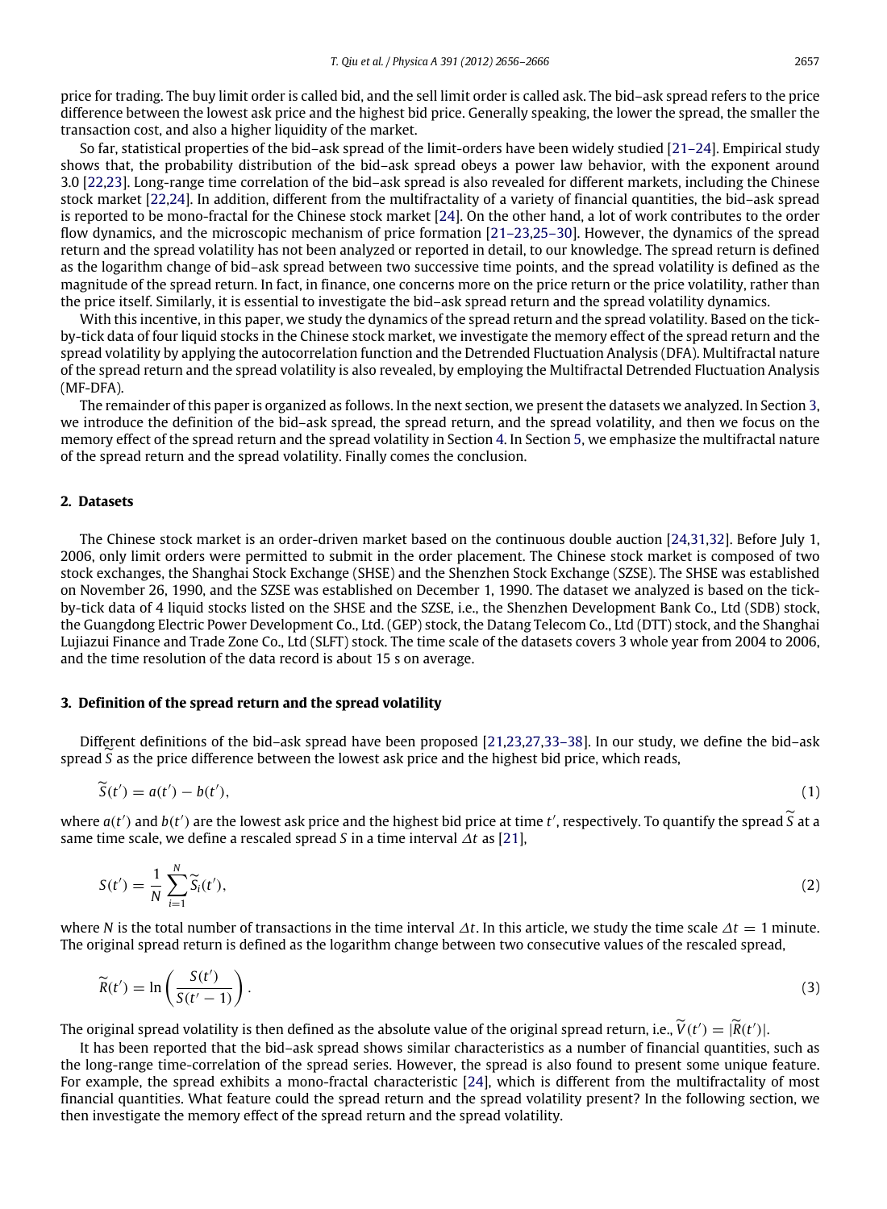price for trading. The buy limit order is called bid, and the sell limit order is called ask. The bid–ask spread refers to the price difference between the lowest ask price and the highest bid price. Generally speaking, the lower the spread, the smaller the transaction cost, and also a higher liquidity of the market.

So far, statistical properties of the bid–ask spread of the limit-orders have been widely studied [21–24]. Empirical study shows that, the probability distribution of the bid–ask spread obeys a power law behavior, with the exponent around 3.0 [22,23]. Long-range time correlation of the bid–ask spread is also revealed for different markets, including the Chinese stock market [22,24]. In addition, different from the multifractality of a variety of financial quantities, the bid–ask spread is reported to be mono-fractal for the Chinese stock market [24]. On the other hand, a lot of work contributes to the order flow dynamics, and the microscopic mechanism of price formation [21–23,25–30]. However, the dynamics of the spread return and the spread volatility has not been analyzed or reported in detail, to our knowledge. The spread return is defined as the logarithm change of bid–ask spread between two successive time points, and the spread volatility is defined as the magnitude of the spread return. In fact, in finance, one concerns more on the price return or the price volatility, rather than the price itself. Similarly, it is essential to investigate the bid–ask spread return and the spread volatility dynamics.

With this incentive, in this paper, we study the dynamics of the spread return and the spread volatility. Based on the tick-by-tick data of four liquid stocks in the Chinese stock market, we investigate the memory effect of the spread return and the spread volatility by applying the autocorrelation function and the Detrended Fluctuation Analysis (DFA). Multifractal nature of the spread return and the spread volatility is also revealed, by employing the Multifractal Detrended Fluctuation Analysis (MF-DFA).

The remainder of this paper is organized as follows. In the next section, we present the datasets we analyzed. In Section 3, we introduce the definition of the bid–ask spread, the spread return, and the spread volatility, and then we focus on the memory effect of the spread return and the spread volatility in Section 4. In Section 5, we emphasize the multifractal nature of the spread return and the spread volatility. Finally comes the conclusion.

## 2. Datasets

The Chinese stock market is an order-driven market based on the continuous double auction [24,31,32]. Before July 1, 2006, only limit orders were permitted to submit in the order placement. The Chinese stock market is composed of two stock exchanges, the Shanghai Stock Exchange (SHSE) and the Shenzhen Stock Exchange (SZSE). The SHSE was established on November 26, 1990, and the SZSE was established on December 1, 1990. The dataset we analyzed is based on the tick-by-tick data of 4 liquid stocks listed on the SHSE and the SZSE, i.e., the Shenzhen Development Bank Co., Ltd (SDB) stock, the Guangdong Electric Power Development Co., Ltd. (GEP) stock, the Datang Telecom Co., Ltd (DTT) stock, and the Shanghai Lujiazui Finance and Trade Zone Co., Ltd (SLFT) stock. The time scale of the datasets covers 3 whole year from 2004 to 2006, and the time resolution of the data record is about 15 s on average.

## 3. Definition of the spread return and the spread volatility

Different definitions of the bid–ask spread have been proposed [21,23,27,33–38]. In our study, we define the bid–ask spread $\widetilde{S}$ as the price difference between the lowest ask price and the highest bid price, which reads,

$$\widetilde{S}(t') = a(t') - b(t'), \tag{1}$$

where $a(t')$ and $b(t')$ are the lowest ask price and the highest bid price at time $t'$, respectively. To quantify the spread $\widetilde{S}$ at a same time scale, we define a rescaled spread $S$ in a time interval $\Delta t$ as [21],

$$S(t') = \frac{1}{N}\sum_{i=1}^{N}\widetilde{S}_i(t'), \tag{2}$$

where $N$ is the total number of transactions in the time interval $\Delta t$. In this article, we study the time scale $\Delta t = 1$ minute. The original spread return is defined as the logarithm change between two consecutive values of the rescaled spread,

$$\widetilde{R}(t') = \ln\left(\frac{S(t')}{S(t'-1)}\right). \tag{3}$$

The original spread volatility is then defined as the absolute value of the original spread return, i.e., $\widetilde{V}(t') = |\widetilde{R}(t')|$.

It has been reported that the bid–ask spread shows similar characteristics as a number of financial quantities, such as the long-range time-correlation of the spread series. However, the spread is also found to present some unique feature. For example, the spread exhibits a mono-fractal characteristic [24], which is different from the multifractality of most financial quantities. What feature could the spread return and the spread volatility present? In the following section, we then investigate the memory effect of the spread return and the spread volatility.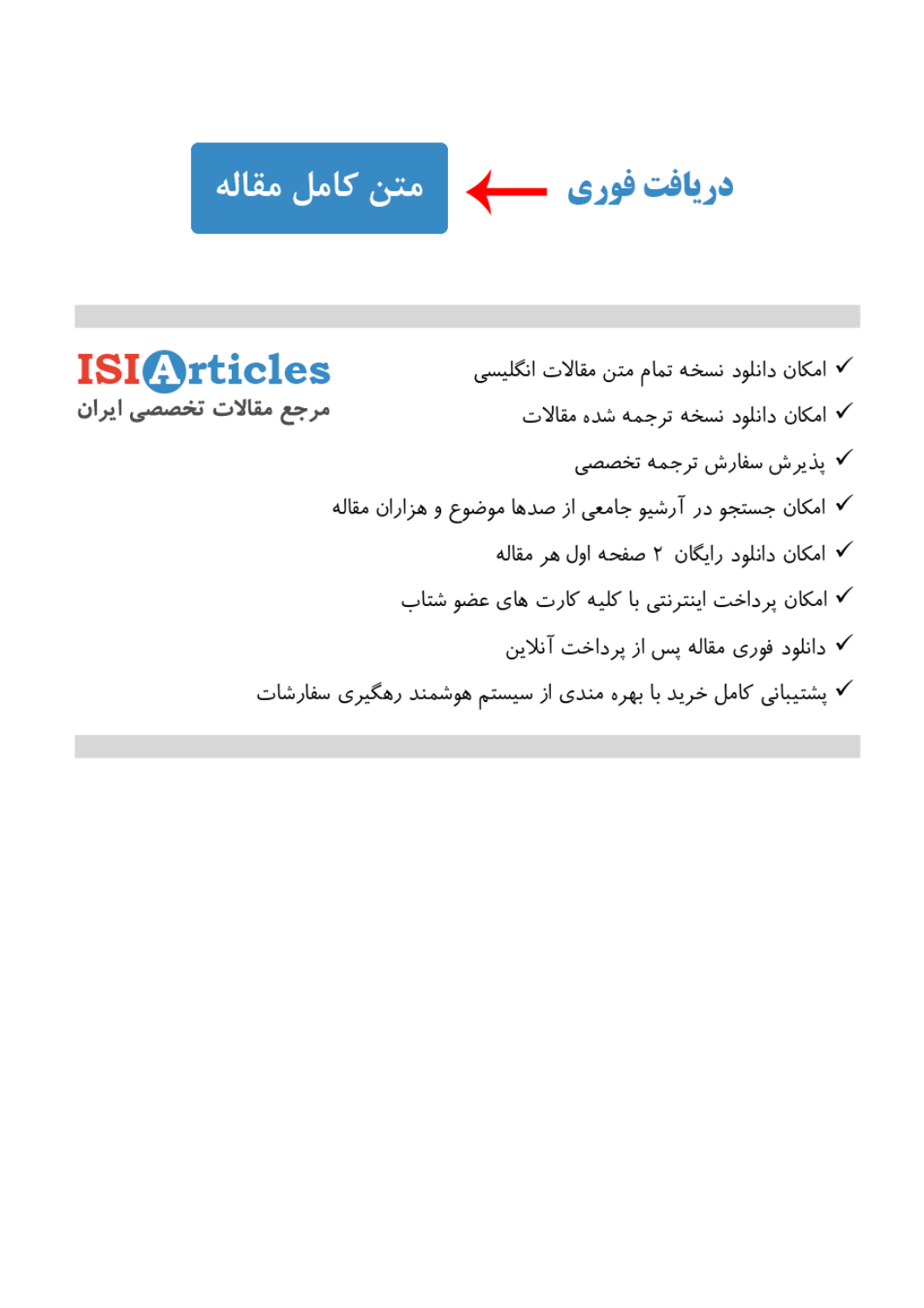دریافت فوری ← متن کامل مقاله

**ISIArticles**
مرجع مقالات تخصصی ایران

- ✓ امکان دانلود نسخه تمام متن مقالات انگلیسی
- ✓ امکان دانلود نسخه ترجمه شده مقالات
- ✓ پذیرش سفارش ترجمه تخصصی
- ✓ امکان جستجو در آرشیو جامعی از صدها موضوع و هزاران مقاله
- ✓ امکان دانلود رایگان ۲ صفحه اول هر مقاله
- ✓ امکان پرداخت اینترنتی با کلیه کارت های عضو شتاب
- ✓ دانلود فوری مقاله پس از پرداخت آنلاین
- ✓ پشتیبانی کامل خرید با بهره مندی از سیستم هوشمند رهگیری سفارشات